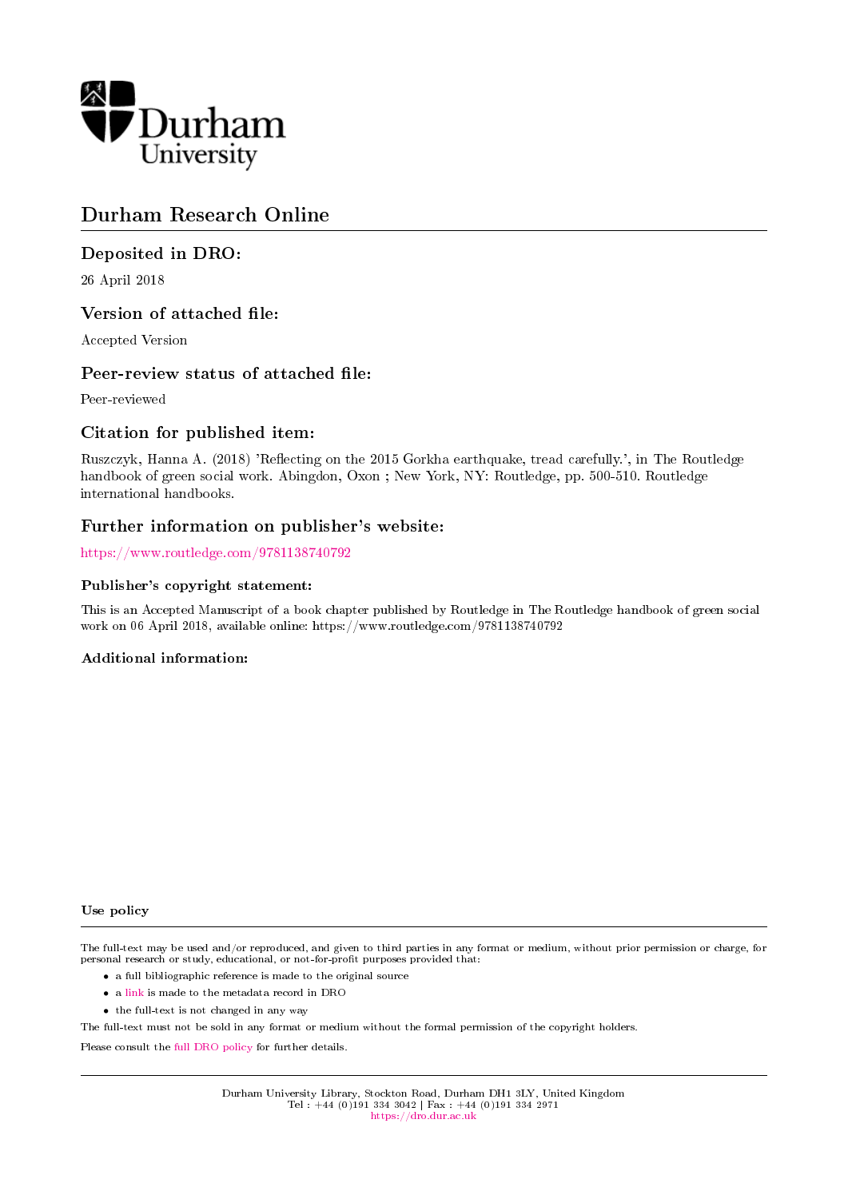Durham University

# Durham Research Online

## Deposited in DRO:

26 April 2018

## Version of attached file:

Accepted Version

## Peer-review status of attached file:

Peer-reviewed

## Citation for published item:

Ruszczyk, Hanna A. (2018) 'Reflecting on the 2015 Gorkha earthquake, tread carefully.', in The Routledge handbook of green social work. Abingdon, Oxon ; New York, NY: Routledge, pp. 500-510. Routledge international handbooks.

## Further information on publisher's website:

https://www.routledge.com/9781138740792

### Publisher's copyright statement:

This is an Accepted Manuscript of a book chapter published by Routledge in The Routledge handbook of green social work on 06 April 2018, available online: https://www.routledge.com/9781138740792

### Additional information:

#### Use policy

The full-text may be used and/or reproduced, and given to third parties in any format or medium, without prior permission or charge, for personal research or study, educational, or not-for-profit purposes provided that:

- a full bibliographic reference is made to the original source
- a link is made to the metadata record in DRO
- the full-text is not changed in any way

The full-text must not be sold in any format or medium without the formal permission of the copyright holders.

Please consult the full DRO policy for further details.

Durham University Library, Stockton Road, Durham DH1 3LY, United Kingdom
Tel : +44 (0)191 334 3042 | Fax : +44 (0)191 334 2971
https://dro.dur.ac.uk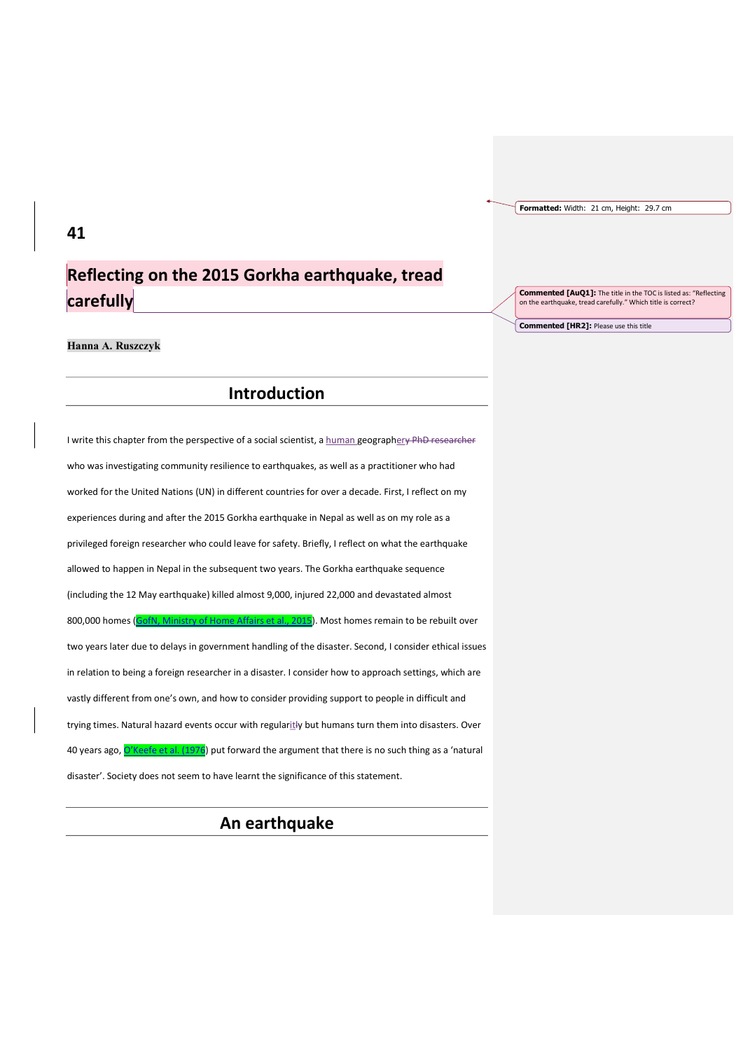41

# Reflecting on the 2015 Gorkha earthquake, tread carefully

**Hanna A. Ruszczyk**

## Introduction

I write this chapter from the perspective of a social scientist, a human geographer who was investigating community resilience to earthquakes, as well as a practitioner who had worked for the United Nations (UN) in different countries for over a decade. First, I reflect on my experiences during and after the 2015 Gorkha earthquake in Nepal as well as on my role as a privileged foreign researcher who could leave for safety. Briefly, I reflect on what the earthquake allowed to happen in Nepal in the subsequent two years. The Gorkha earthquake sequence (including the 12 May earthquake) killed almost 9,000, injured 22,000 and devastated almost 800,000 homes (GofN, Ministry of Home Affairs et al., 2015). Most homes remain to be rebuilt over two years later due to delays in government handling of the disaster. Second, I consider ethical issues in relation to being a foreign researcher in a disaster. I consider how to approach settings, which are vastly different from one's own, and how to consider providing support to people in difficult and trying times. Natural hazard events occur with regularity but humans turn them into disasters. Over 40 years ago, O'Keefe et al. (1976) put forward the argument that there is no such thing as a 'natural disaster'. Society does not seem to have learnt the significance of this statement.

## An earthquake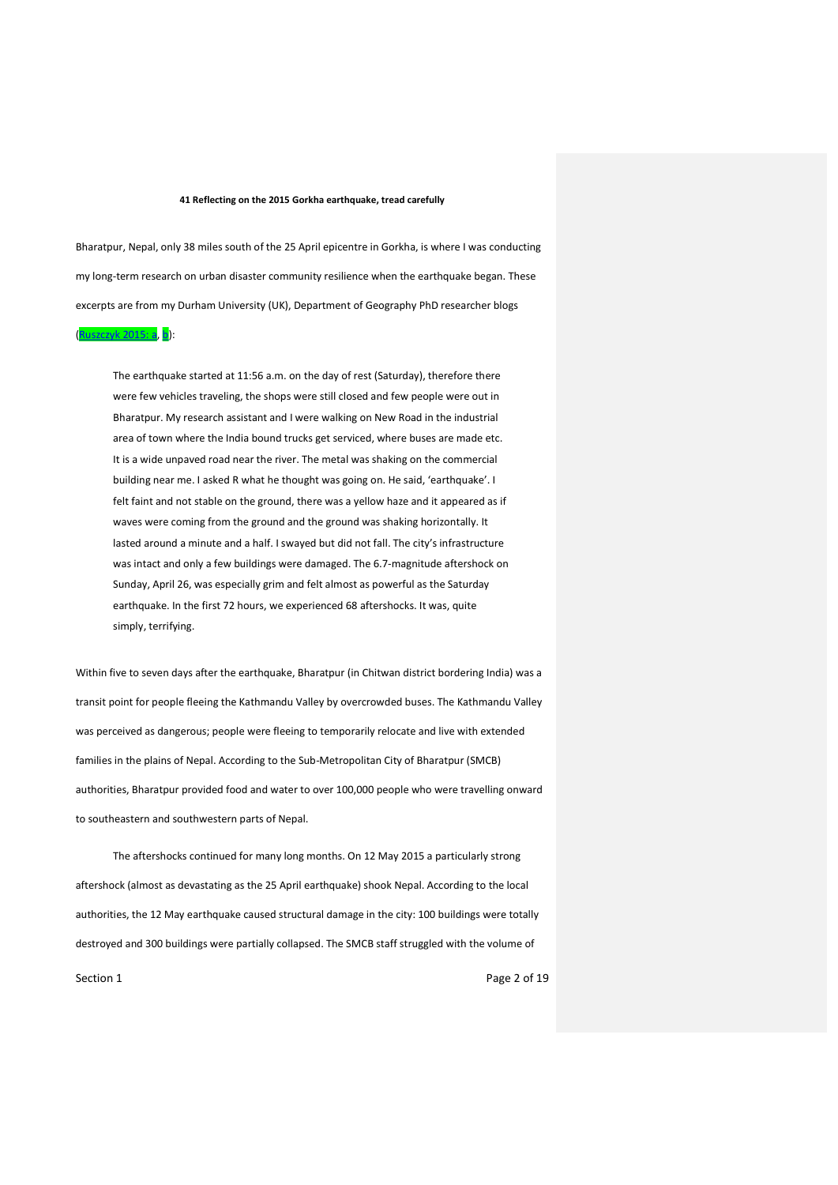## 41 Reflecting on the 2015 Gorkha earthquake, tread carefully

Bharatpur, Nepal, only 38 miles south of the 25 April epicentre in Gorkha, is where I was conducting my long-term research on urban disaster community resilience when the earthquake began. These excerpts are from my Durham University (UK), Department of Geography PhD researcher blogs (Ruszczyk 2015: a, b):

> The earthquake started at 11:56 a.m. on the day of rest (Saturday), therefore there were few vehicles traveling, the shops were still closed and few people were out in Bharatpur. My research assistant and I were walking on New Road in the industrial area of town where the India bound trucks get serviced, where buses are made etc. It is a wide unpaved road near the river. The metal was shaking on the commercial building near me. I asked R what he thought was going on. He said, 'earthquake'. I felt faint and not stable on the ground, there was a yellow haze and it appeared as if waves were coming from the ground and the ground was shaking horizontally. It lasted around a minute and a half. I swayed but did not fall. The city's infrastructure was intact and only a few buildings were damaged. The 6.7-magnitude aftershock on Sunday, April 26, was especially grim and felt almost as powerful as the Saturday earthquake. In the first 72 hours, we experienced 68 aftershocks. It was, quite simply, terrifying.

Within five to seven days after the earthquake, Bharatpur (in Chitwan district bordering India) was a transit point for people fleeing the Kathmandu Valley by overcrowded buses. The Kathmandu Valley was perceived as dangerous; people were fleeing to temporarily relocate and live with extended families in the plains of Nepal. According to the Sub-Metropolitan City of Bharatpur (SMCB) authorities, Bharatpur provided food and water to over 100,000 people who were travelling onward to southeastern and southwestern parts of Nepal.

The aftershocks continued for many long months. On 12 May 2015 a particularly strong aftershock (almost as devastating as the 25 April earthquake) shook Nepal. According to the local authorities, the 12 May earthquake caused structural damage in the city: 100 buildings were totally destroyed and 300 buildings were partially collapsed. The SMCB staff struggled with the volume of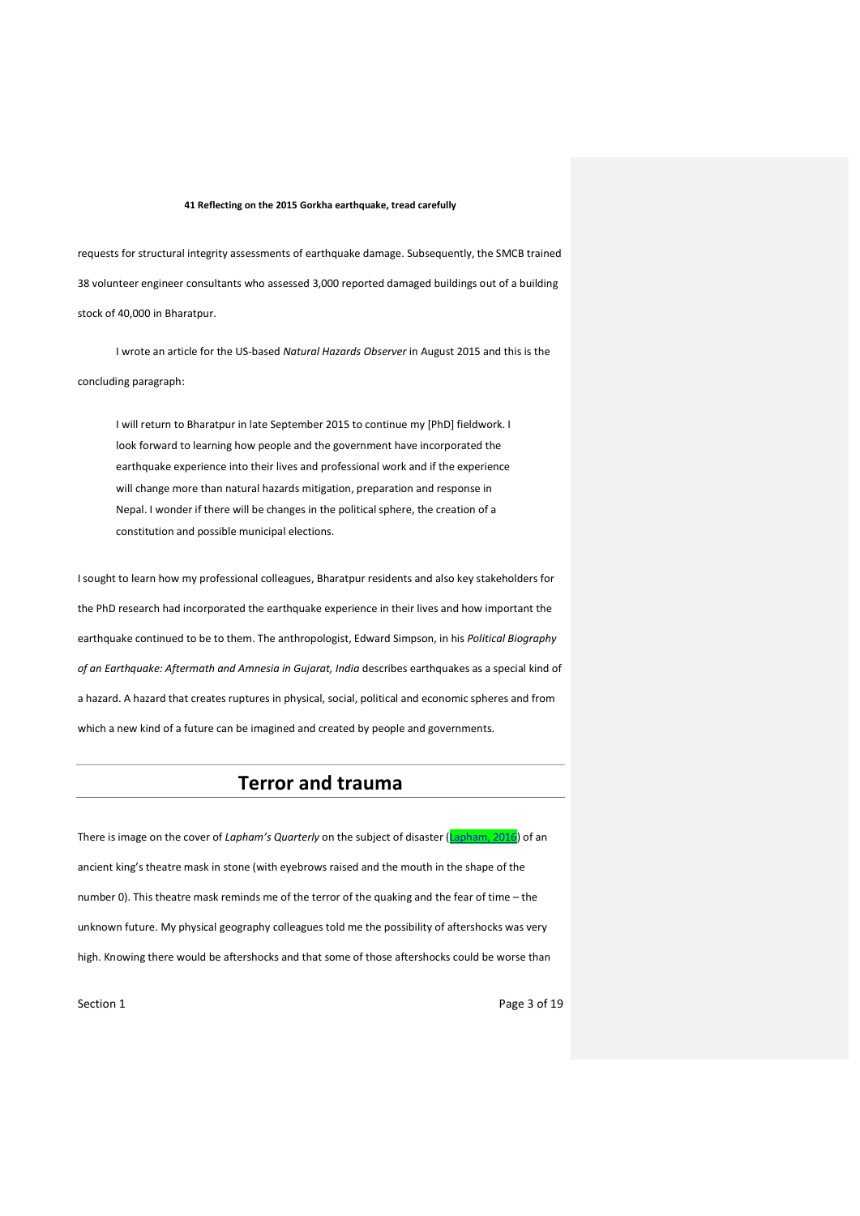requests for structural integrity assessments of earthquake damage. Subsequently, the SMCB trained 38 volunteer engineer consultants who assessed 3,000 reported damaged buildings out of a building stock of 40,000 in Bharatpur.

I wrote an article for the US-based *Natural Hazards Observer* in August 2015 and this is the concluding paragraph:

> I will return to Bharatpur in late September 2015 to continue my [PhD] fieldwork. I look forward to learning how people and the government have incorporated the earthquake experience into their lives and professional work and if the experience will change more than natural hazards mitigation, preparation and response in Nepal. I wonder if there will be changes in the political sphere, the creation of a constitution and possible municipal elections.

I sought to learn how my professional colleagues, Bharatpur residents and also key stakeholders for the PhD research had incorporated the earthquake experience in their lives and how important the earthquake continued to be to them. The anthropologist, Edward Simpson, in his *Political Biography of an Earthquake: Aftermath and Amnesia in Gujarat, India* describes earthquakes as a special kind of a hazard. A hazard that creates ruptures in physical, social, political and economic spheres and from which a new kind of a future can be imagined and created by people and governments.

## Terror and trauma

There is image on the cover of *Lapham's Quarterly* on the subject of disaster (Lapham, 2016) of an ancient king's theatre mask in stone (with eyebrows raised and the mouth in the shape of the number 0). This theatre mask reminds me of the terror of the quaking and the fear of time – the unknown future. My physical geography colleagues told me the possibility of aftershocks was very high. Knowing there would be aftershocks and that some of those aftershocks could be worse than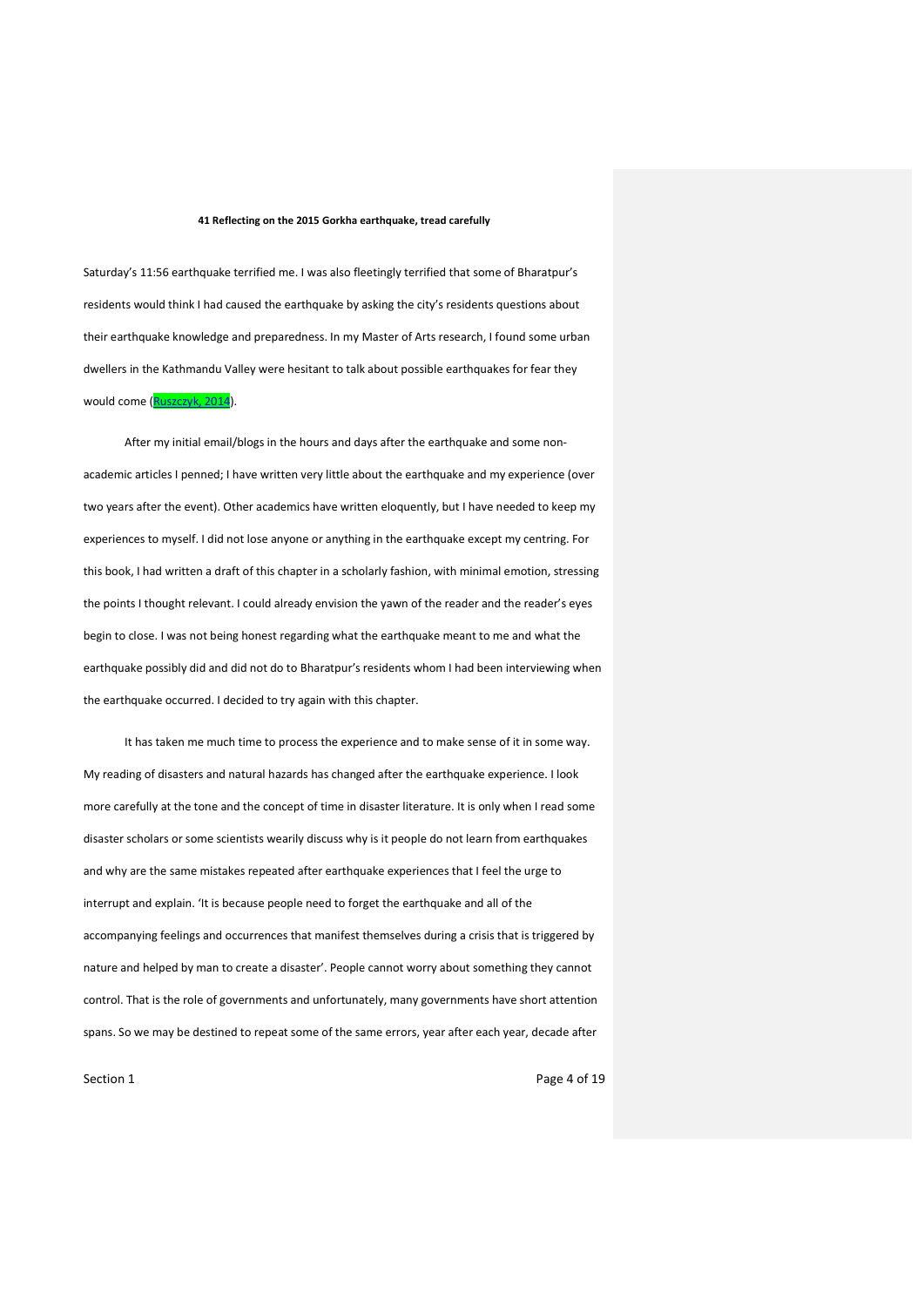**41 Reflecting on the 2015 Gorkha earthquake, tread carefully**

Saturday's 11:56 earthquake terrified me. I was also fleetingly terrified that some of Bharatpur's residents would think I had caused the earthquake by asking the city's residents questions about their earthquake knowledge and preparedness. In my Master of Arts research, I found some urban dwellers in the Kathmandu Valley were hesitant to talk about possible earthquakes for fear they would come (Ruszczyk, 2014).

After my initial email/blogs in the hours and days after the earthquake and some non-academic articles I penned; I have written very little about the earthquake and my experience (over two years after the event). Other academics have written eloquently, but I have needed to keep my experiences to myself. I did not lose anyone or anything in the earthquake except my centring. For this book, I had written a draft of this chapter in a scholarly fashion, with minimal emotion, stressing the points I thought relevant. I could already envision the yawn of the reader and the reader's eyes begin to close. I was not being honest regarding what the earthquake meant to me and what the earthquake possibly did and did not do to Bharatpur's residents whom I had been interviewing when the earthquake occurred. I decided to try again with this chapter.

It has taken me much time to process the experience and to make sense of it in some way. My reading of disasters and natural hazards has changed after the earthquake experience. I look more carefully at the tone and the concept of time in disaster literature. It is only when I read some disaster scholars or some scientists wearily discuss why is it people do not learn from earthquakes and why are the same mistakes repeated after earthquake experiences that I feel the urge to interrupt and explain. 'It is because people need to forget the earthquake and all of the accompanying feelings and occurrences that manifest themselves during a crisis that is triggered by nature and helped by man to create a disaster'. People cannot worry about something they cannot control. That is the role of governments and unfortunately, many governments have short attention spans. So we may be destined to repeat some of the same errors, year after each year, decade after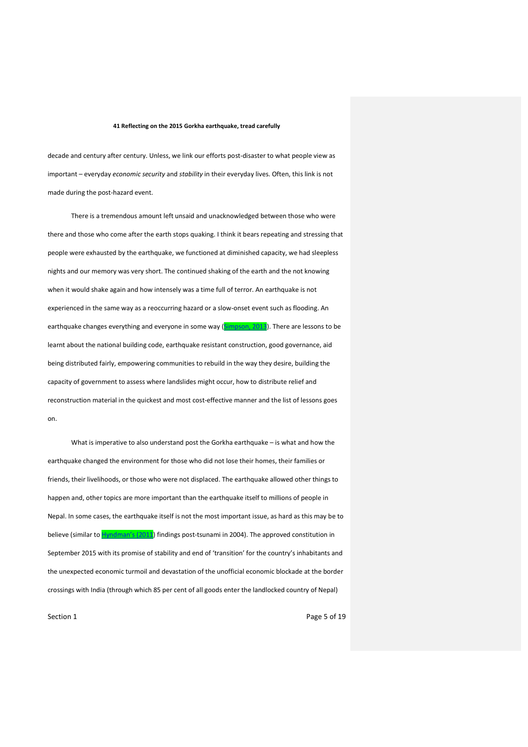decade and century after century. Unless, we link our efforts post-disaster to what people view as important – everyday *economic security* and *stability* in their everyday lives. Often, this link is not made during the post-hazard event.

There is a tremendous amount left unsaid and unacknowledged between those who were there and those who come after the earth stops quaking. I think it bears repeating and stressing that people were exhausted by the earthquake, we functioned at diminished capacity, we had sleepless nights and our memory was very short. The continued shaking of the earth and the not knowing when it would shake again and how intensely was a time full of terror. An earthquake is not experienced in the same way as a reoccurring hazard or a slow-onset event such as flooding. An earthquake changes everything and everyone in some way (Simpson, 2013). There are lessons to be learnt about the national building code, earthquake resistant construction, good governance, aid being distributed fairly, empowering communities to rebuild in the way they desire, building the capacity of government to assess where landslides might occur, how to distribute relief and reconstruction material in the quickest and most cost-effective manner and the list of lessons goes on.

What is imperative to also understand post the Gorkha earthquake – is what and how the earthquake changed the environment for those who did not lose their homes, their families or friends, their livelihoods, or those who were not displaced. The earthquake allowed other things to happen and, other topics are more important than the earthquake itself to millions of people in Nepal. In some cases, the earthquake itself is not the most important issue, as hard as this may be to believe (similar to Hyndman's (2011) findings post-tsunami in 2004). The approved constitution in September 2015 with its promise of stability and end of 'transition' for the country's inhabitants and the unexpected economic turmoil and devastation of the unofficial economic blockade at the border crossings with India (through which 85 per cent of all goods enter the landlocked country of Nepal)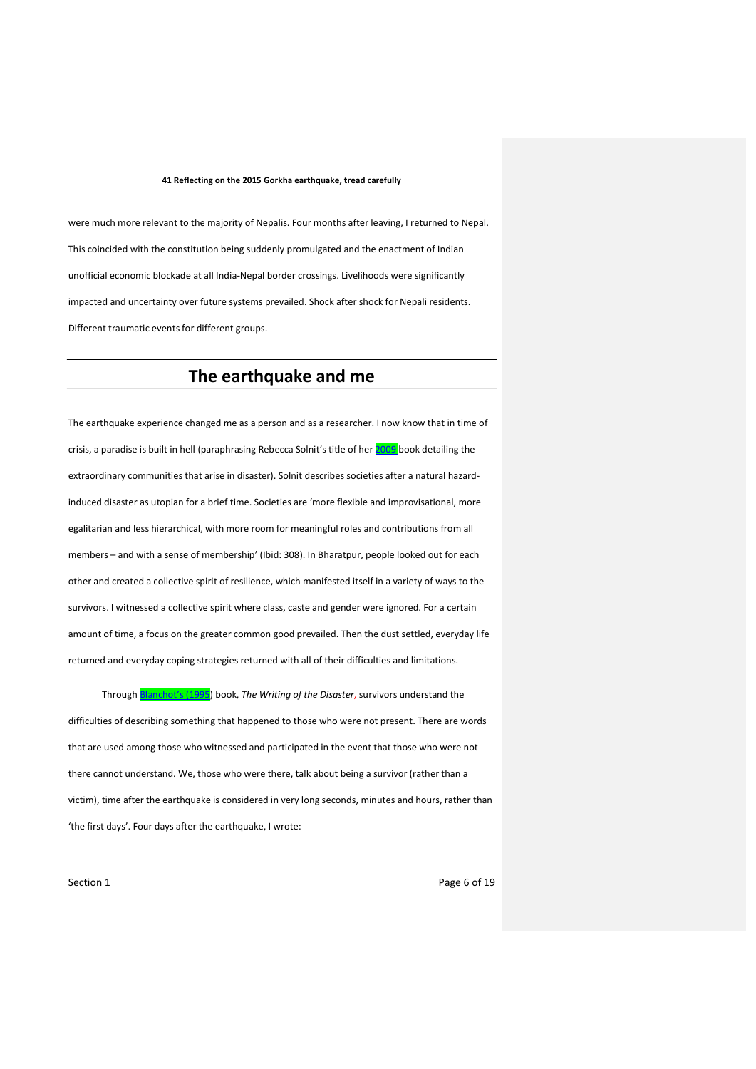were much more relevant to the majority of Nepalis. Four months after leaving, I returned to Nepal. This coincided with the constitution being suddenly promulgated and the enactment of Indian unofficial economic blockade at all India-Nepal border crossings. Livelihoods were significantly impacted and uncertainty over future systems prevailed. Shock after shock for Nepali residents. Different traumatic events for different groups.

## The earthquake and me

The earthquake experience changed me as a person and as a researcher. I now know that in time of crisis, a paradise is built in hell (paraphrasing Rebecca Solnit's title of her 2009 book detailing the extraordinary communities that arise in disaster). Solnit describes societies after a natural hazard-induced disaster as utopian for a brief time. Societies are 'more flexible and improvisational, more egalitarian and less hierarchical, with more room for meaningful roles and contributions from all members – and with a sense of membership' (Ibid: 308). In Bharatpur, people looked out for each other and created a collective spirit of resilience, which manifested itself in a variety of ways to the survivors. I witnessed a collective spirit where class, caste and gender were ignored. For a certain amount of time, a focus on the greater common good prevailed. Then the dust settled, everyday life returned and everyday coping strategies returned with all of their difficulties and limitations.

Through Blanchot's (1995) book, *The Writing of the Disaster*, survivors understand the difficulties of describing something that happened to those who were not present. There are words that are used among those who witnessed and participated in the event that those who were not there cannot understand. We, those who were there, talk about being a survivor (rather than a victim), time after the earthquake is considered in very long seconds, minutes and hours, rather than 'the first days'. Four days after the earthquake, I wrote: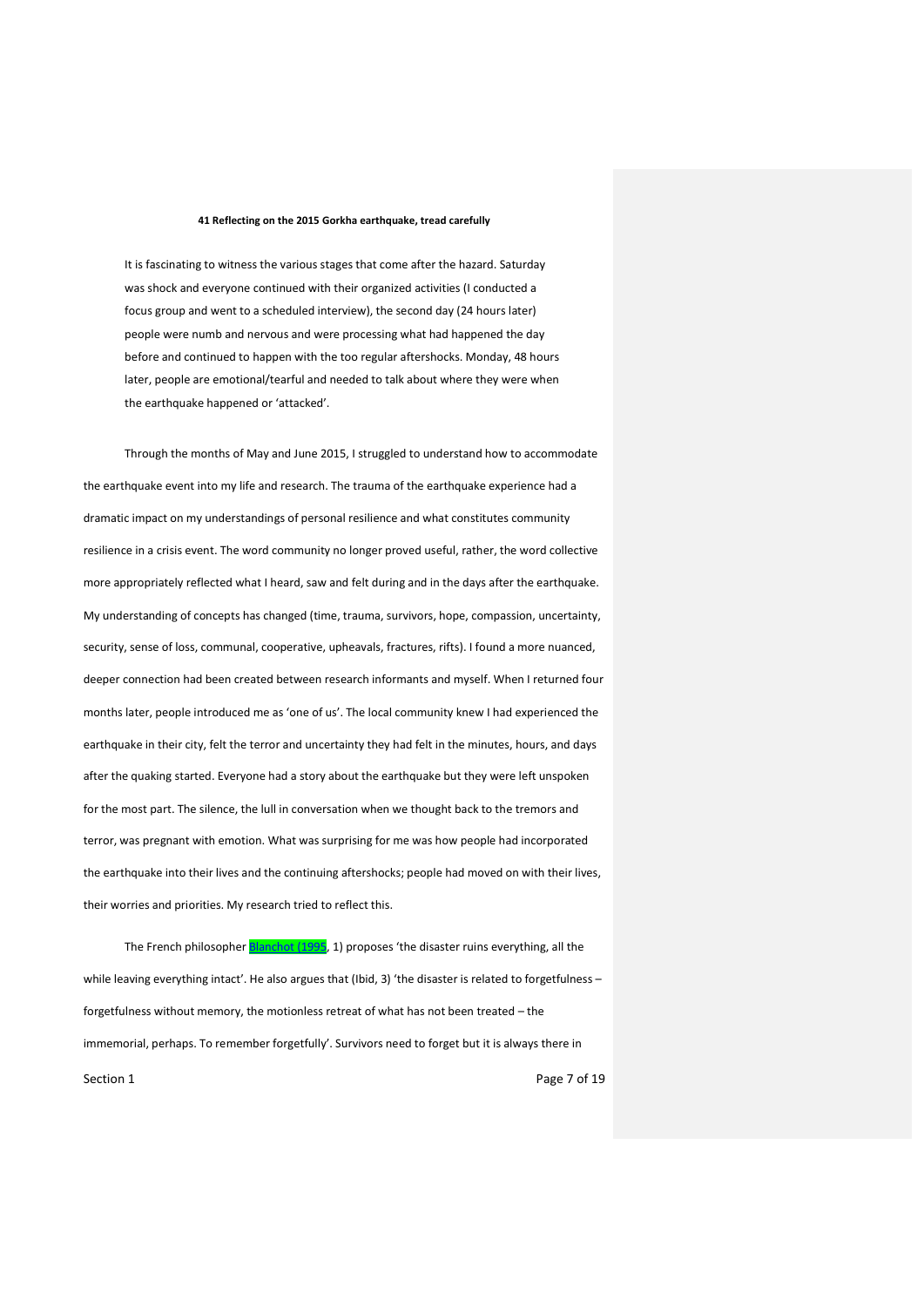**41 Reflecting on the 2015 Gorkha earthquake, tread carefully**

> It is fascinating to witness the various stages that come after the hazard. Saturday was shock and everyone continued with their organized activities (I conducted a focus group and went to a scheduled interview), the second day (24 hours later) people were numb and nervous and were processing what had happened the day before and continued to happen with the too regular aftershocks. Monday, 48 hours later, people are emotional/tearful and needed to talk about where they were when the earthquake happened or 'attacked'.

Through the months of May and June 2015, I struggled to understand how to accommodate the earthquake event into my life and research. The trauma of the earthquake experience had a dramatic impact on my understandings of personal resilience and what constitutes community resilience in a crisis event. The word community no longer proved useful, rather, the word collective more appropriately reflected what I heard, saw and felt during and in the days after the earthquake. My understanding of concepts has changed (time, trauma, survivors, hope, compassion, uncertainty, security, sense of loss, communal, cooperative, upheavals, fractures, rifts). I found a more nuanced, deeper connection had been created between research informants and myself. When I returned four months later, people introduced me as 'one of us'. The local community knew I had experienced the earthquake in their city, felt the terror and uncertainty they had felt in the minutes, hours, and days after the quaking started. Everyone had a story about the earthquake but they were left unspoken for the most part. The silence, the lull in conversation when we thought back to the tremors and terror, was pregnant with emotion. What was surprising for me was how people had incorporated the earthquake into their lives and the continuing aftershocks; people had moved on with their lives, their worries and priorities. My research tried to reflect this.

The French philosopher Blanchot (1995, 1) proposes 'the disaster ruins everything, all the while leaving everything intact'. He also argues that (Ibid, 3) 'the disaster is related to forgetfulness – forgetfulness without memory, the motionless retreat of what has not been treated – the immemorial, perhaps. To remember forgetfully'. Survivors need to forget but it is always there in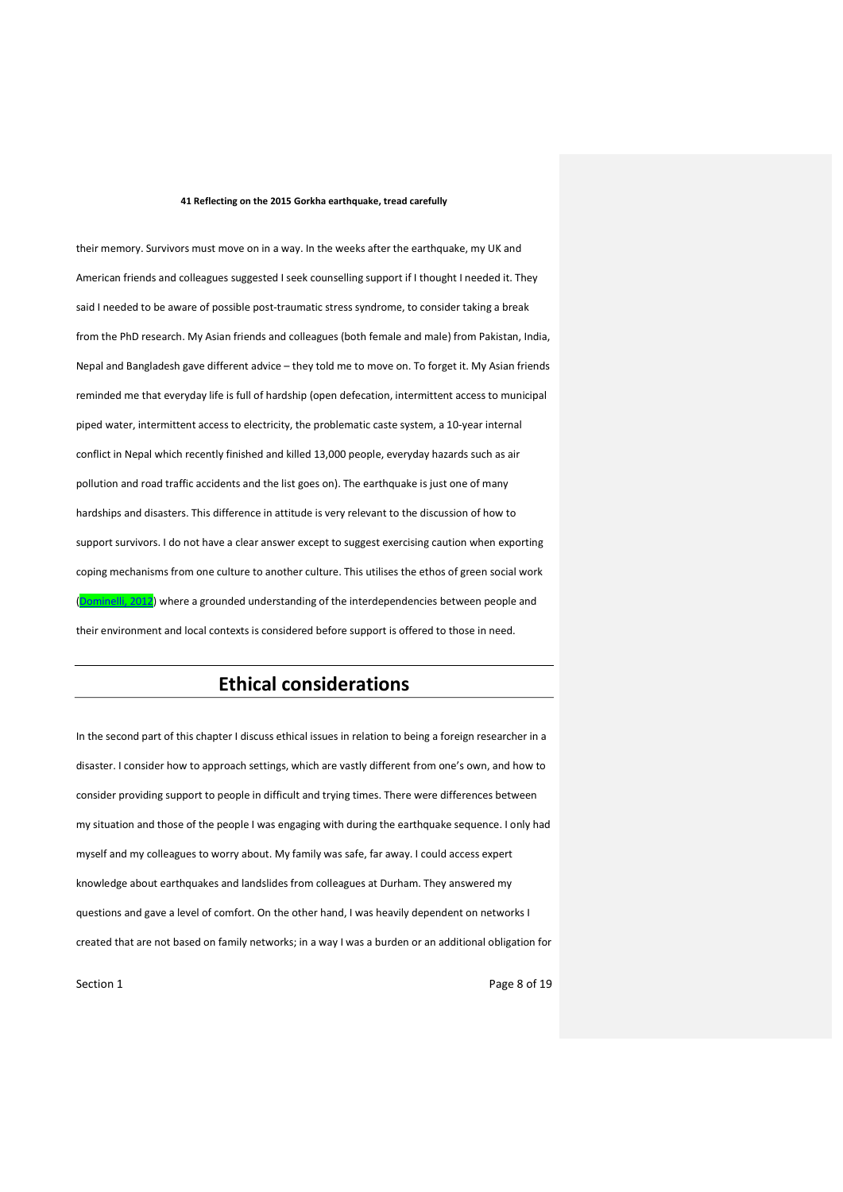their memory. Survivors must move on in a way. In the weeks after the earthquake, my UK and American friends and colleagues suggested I seek counselling support if I thought I needed it. They said I needed to be aware of possible post-traumatic stress syndrome, to consider taking a break from the PhD research. My Asian friends and colleagues (both female and male) from Pakistan, India, Nepal and Bangladesh gave different advice – they told me to move on. To forget it. My Asian friends reminded me that everyday life is full of hardship (open defecation, intermittent access to municipal piped water, intermittent access to electricity, the problematic caste system, a 10-year internal conflict in Nepal which recently finished and killed 13,000 people, everyday hazards such as air pollution and road traffic accidents and the list goes on). The earthquake is just one of many hardships and disasters. This difference in attitude is very relevant to the discussion of how to support survivors. I do not have a clear answer except to suggest exercising caution when exporting coping mechanisms from one culture to another culture. This utilises the ethos of green social work (Dominelli, 2012) where a grounded understanding of the interdependencies between people and their environment and local contexts is considered before support is offered to those in need.

## Ethical considerations

In the second part of this chapter I discuss ethical issues in relation to being a foreign researcher in a disaster. I consider how to approach settings, which are vastly different from one's own, and how to consider providing support to people in difficult and trying times. There were differences between my situation and those of the people I was engaging with during the earthquake sequence. I only had myself and my colleagues to worry about. My family was safe, far away. I could access expert knowledge about earthquakes and landslides from colleagues at Durham. They answered my questions and gave a level of comfort. On the other hand, I was heavily dependent on networks I created that are not based on family networks; in a way I was a burden or an additional obligation for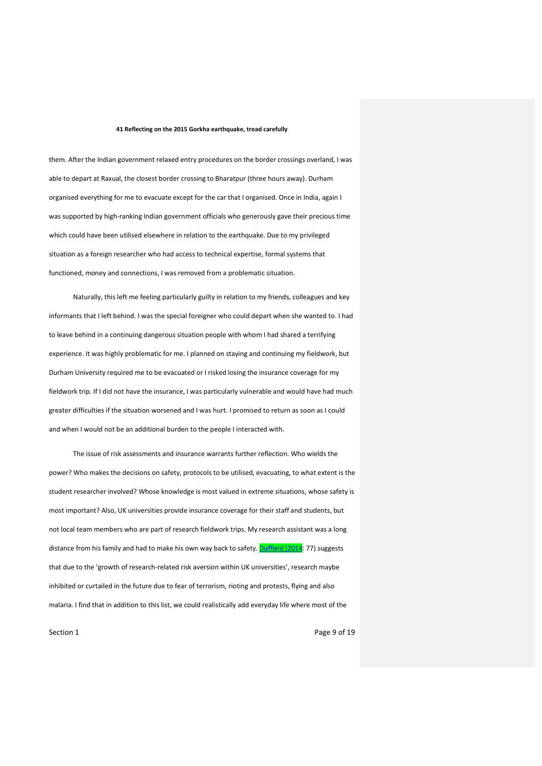them. After the Indian government relaxed entry procedures on the border crossings overland, I was able to depart at Raxual, the closest border crossing to Bharatpur (three hours away). Durham organised everything for me to evacuate except for the car that I organised. Once in India, again I was supported by high-ranking Indian government officials who generously gave their precious time which could have been utilised elsewhere in relation to the earthquake. Due to my privileged situation as a foreign researcher who had access to technical expertise, formal systems that functioned, money and connections, I was removed from a problematic situation.

Naturally, this left me feeling particularly guilty in relation to my friends, colleagues and key informants that I left behind. I was the special foreigner who could depart when she wanted to. I had to leave behind in a continuing dangerous situation people with whom I had shared a terrifying experience. It was highly problematic for me. I planned on staying and continuing my fieldwork, but Durham University required me to be evacuated or I risked losing the insurance coverage for my fieldwork trip. If I did not have the insurance, I was particularly vulnerable and would have had much greater difficulties if the situation worsened and I was hurt. I promised to return as soon as I could and when I would not be an additional burden to the people I interacted with.

The issue of risk assessments and insurance warrants further reflection. Who wields the power? Who makes the decisions on safety, protocols to be utilised, evacuating, to what extent is the student researcher involved? Whose knowledge is most valued in extreme situations, whose safety is most important? Also, UK universities provide insurance coverage for their staff and students, but not local team members who are part of research fieldwork trips. My research assistant was a long distance from his family and had to make his own way back to safety. Duffield (2014: 77) suggests that due to the 'growth of research-related risk aversion within UK universities', research maybe inhibited or curtailed in the future due to fear of terrorism, rioting and protests, flying and also malaria. I find that in addition to this list, we could realistically add everyday life where most of the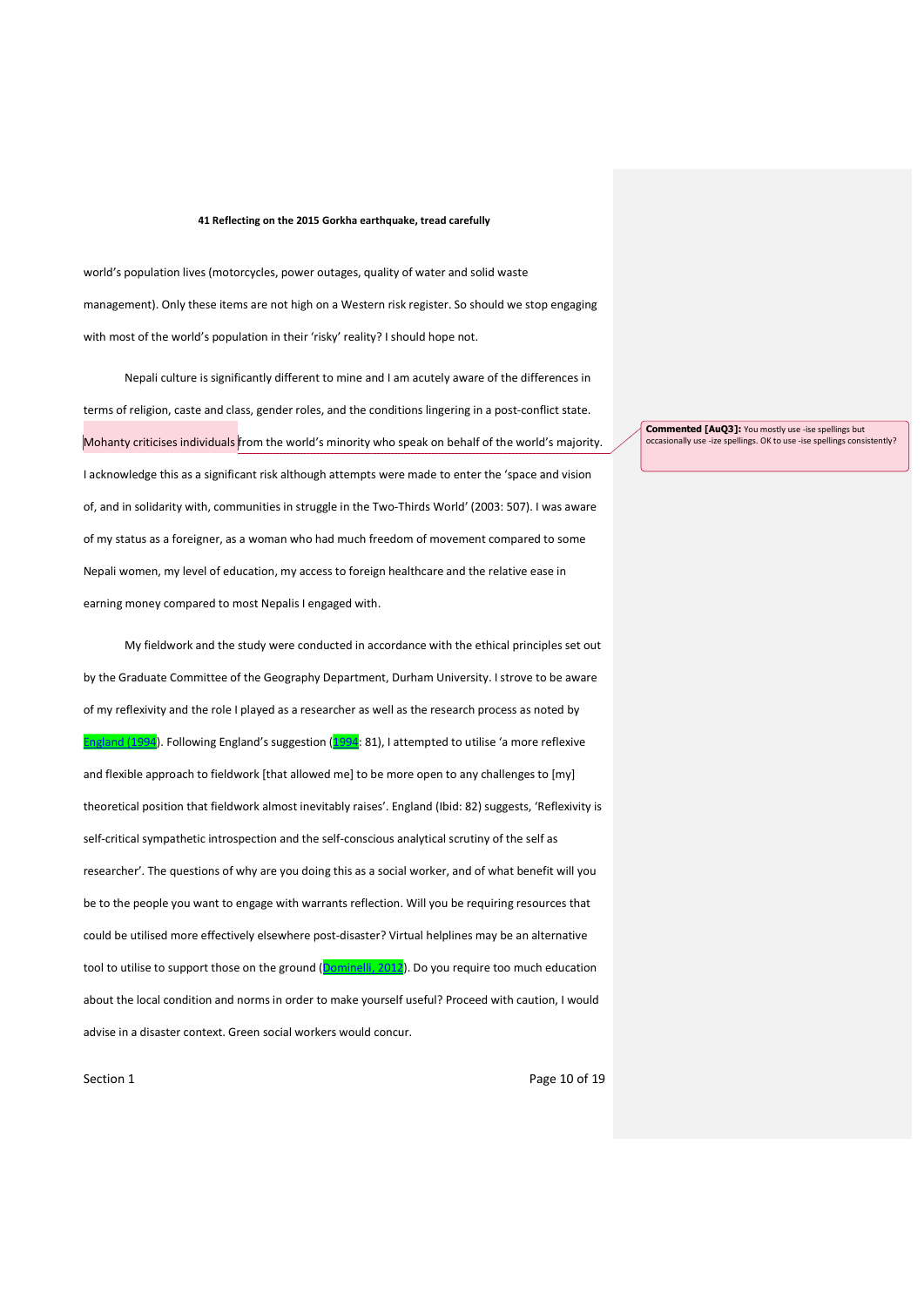world's population lives (motorcycles, power outages, quality of water and solid waste management). Only these items are not high on a Western risk register. So should we stop engaging with most of the world's population in their 'risky' reality? I should hope not.

Nepali culture is significantly different to mine and I am acutely aware of the differences in terms of religion, caste and class, gender roles, and the conditions lingering in a post-conflict state. Mohanty criticises individuals from the world's minority who speak on behalf of the world's majority. I acknowledge this as a significant risk although attempts were made to enter the 'space and vision of, and in solidarity with, communities in struggle in the Two-Thirds World' (2003: 507). I was aware of my status as a foreigner, as a woman who had much freedom of movement compared to some Nepali women, my level of education, my access to foreign healthcare and the relative ease in earning money compared to most Nepalis I engaged with.

My fieldwork and the study were conducted in accordance with the ethical principles set out by the Graduate Committee of the Geography Department, Durham University. I strove to be aware of my reflexivity and the role I played as a researcher as well as the research process as noted by England (1994). Following England's suggestion (1994: 81), I attempted to utilise 'a more reflexive and flexible approach to fieldwork [that allowed me] to be more open to any challenges to [my] theoretical position that fieldwork almost inevitably raises'. England (Ibid: 82) suggests, 'Reflexivity is self-critical sympathetic introspection and the self-conscious analytical scrutiny of the self as researcher'. The questions of why are you doing this as a social worker, and of what benefit will you be to the people you want to engage with warrants reflection. Will you be requiring resources that could be utilised more effectively elsewhere post-disaster? Virtual helplines may be an alternative tool to utilise to support those on the ground (Dominelli, 2012). Do you require too much education about the local condition and norms in order to make yourself useful? Proceed with caution, I would advise in a disaster context. Green social workers would concur.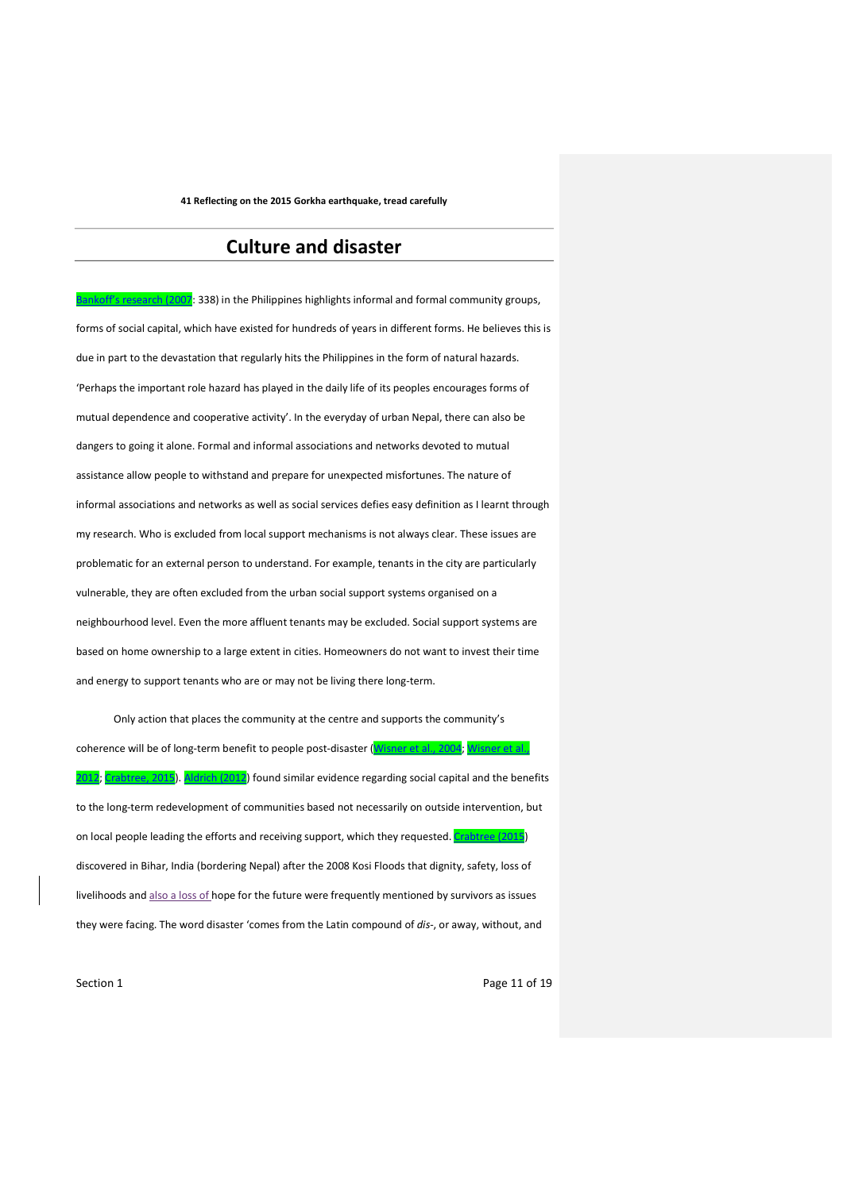# Culture and disaster

Bankoff's research (2007: 338) in the Philippines highlights informal and formal community groups, forms of social capital, which have existed for hundreds of years in different forms. He believes this is due in part to the devastation that regularly hits the Philippines in the form of natural hazards. 'Perhaps the important role hazard has played in the daily life of its peoples encourages forms of mutual dependence and cooperative activity'. In the everyday of urban Nepal, there can also be dangers to going it alone. Formal and informal associations and networks devoted to mutual assistance allow people to withstand and prepare for unexpected misfortunes. The nature of informal associations and networks as well as social services defies easy definition as I learnt through my research. Who is excluded from local support mechanisms is not always clear. These issues are problematic for an external person to understand. For example, tenants in the city are particularly vulnerable, they are often excluded from the urban social support systems organised on a neighbourhood level. Even the more affluent tenants may be excluded. Social support systems are based on home ownership to a large extent in cities. Homeowners do not want to invest their time and energy to support tenants who are or may not be living there long-term.

Only action that places the community at the centre and supports the community's coherence will be of long-term benefit to people post-disaster (Wisner et al., 2004; Wisner et al., 2012; Crabtree, 2015). Aldrich (2012) found similar evidence regarding social capital and the benefits to the long-term redevelopment of communities based not necessarily on outside intervention, but on local people leading the efforts and receiving support, which they requested. Crabtree (2015) discovered in Bihar, India (bordering Nepal) after the 2008 Kosi Floods that dignity, safety, loss of livelihoods and also a loss of hope for the future were frequently mentioned by survivors as issues they were facing. The word disaster 'comes from the Latin compound of *dis*-, or away, without, and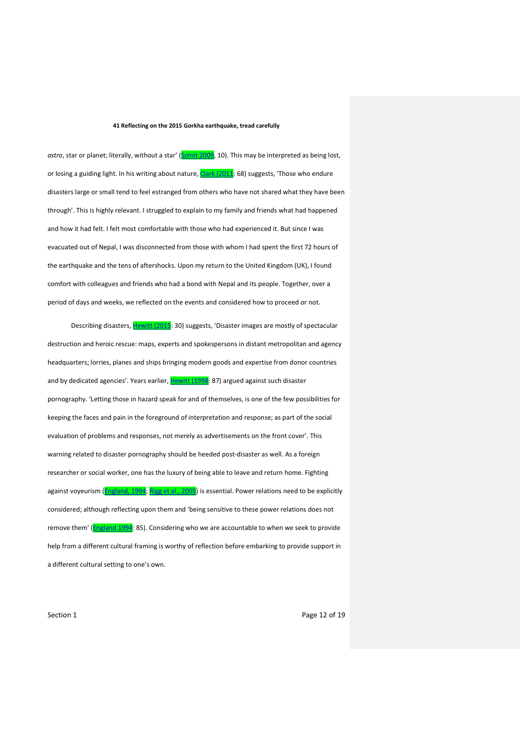*astro*, star or planet; literally, without a star' (Solnit 2009, 10). This may be interpreted as being lost, or losing a guiding light. In his writing about nature, Clark (2011: 68) suggests, 'Those who endure disasters large or small tend to feel estranged from others who have not shared what they have been through'. This is highly relevant. I struggled to explain to my family and friends what had happened and how it had felt. I felt most comfortable with those who had experienced it. But since I was evacuated out of Nepal, I was disconnected from those with whom I had spent the first 72 hours of the earthquake and the tens of aftershocks. Upon my return to the United Kingdom (UK), I found comfort with colleagues and friends who had a bond with Nepal and its people. Together, over a period of days and weeks, we reflected on the events and considered how to proceed or not.

Describing disasters, Hewitt (2015: 30) suggests, 'Disaster images are mostly of spectacular destruction and heroic rescue: maps, experts and spokespersons in distant metropolitan and agency headquarters; lorries, planes and ships bringing modern goods and expertise from donor countries and by dedicated agencies'. Years earlier, Hewitt (1998: 87) argued against such disaster pornography. 'Letting those in hazard speak for and of themselves, is one of the few possibilities for keeping the faces and pain in the foreground of interpretation and response; as part of the social evaluation of problems and responses, not merely as advertisements on the front cover'. This warning related to disaster pornography should be heeded post-disaster as well. As a foreign researcher or social worker, one has the luxury of being able to leave and return home. Fighting against voyeurism (England, 1994; Rigg et al., 2005) is essential. Power relations need to be explicitly considered; although reflecting upon them and 'being sensitive to these power relations does not remove them' (England 1994: 85). Considering who we are accountable to when we seek to provide help from a different cultural framing is worthy of reflection before embarking to provide support in a different cultural setting to one's own.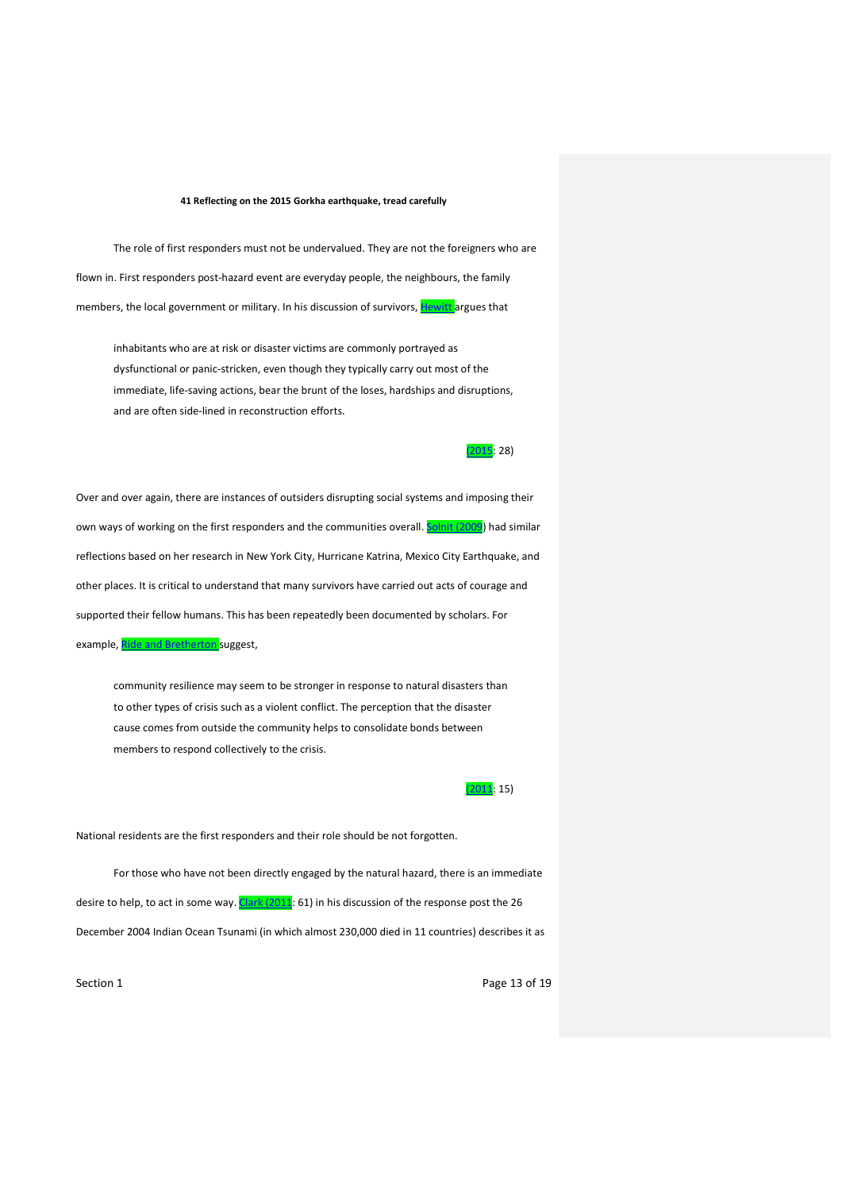**41 Reflecting on the 2015 Gorkha earthquake, tread carefully**

The role of first responders must not be undervalued. They are not the foreigners who are flown in. First responders post-hazard event are everyday people, the neighbours, the family members, the local government or military. In his discussion of survivors, Hewitt argues that

> inhabitants who are at risk or disaster victims are commonly portrayed as dysfunctional or panic-stricken, even though they typically carry out most of the immediate, life-saving actions, bear the brunt of the loses, hardships and disruptions, and are often side-lined in reconstruction efforts.
>
> (2015: 28)

Over and over again, there are instances of outsiders disrupting social systems and imposing their own ways of working on the first responders and the communities overall. Solnit (2009) had similar reflections based on her research in New York City, Hurricane Katrina, Mexico City Earthquake, and other places. It is critical to understand that many survivors have carried out acts of courage and supported their fellow humans. This has been repeatedly been documented by scholars. For example, Ride and Bretherton suggest,

> community resilience may seem to be stronger in response to natural disasters than to other types of crisis such as a violent conflict. The perception that the disaster cause comes from outside the community helps to consolidate bonds between members to respond collectively to the crisis.
>
> (2011: 15)

National residents are the first responders and their role should be not forgotten.

For those who have not been directly engaged by the natural hazard, there is an immediate desire to help, to act in some way. Clark (2011: 61) in his discussion of the response post the 26 December 2004 Indian Ocean Tsunami (in which almost 230,000 died in 11 countries) describes it as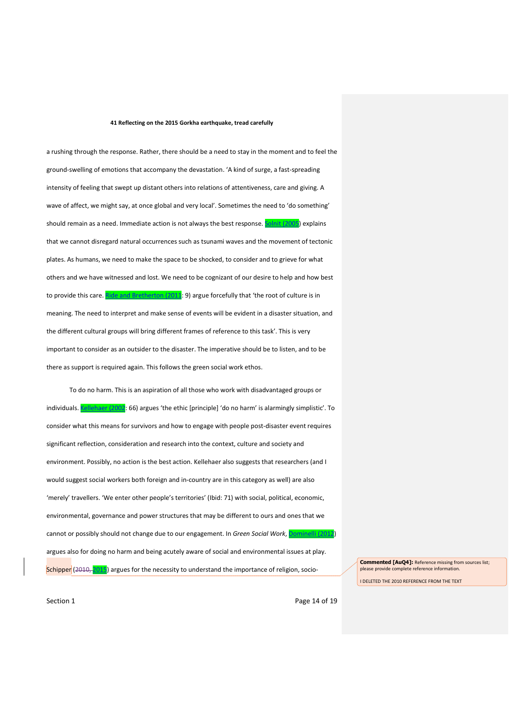a rushing through the response. Rather, there should be a need to stay in the moment and to feel the ground-swelling of emotions that accompany the devastation. 'A kind of surge, a fast-spreading intensity of feeling that swept up distant others into relations of attentiveness, care and giving. A wave of affect, we might say, at once global and very local'. Sometimes the need to 'do something' should remain as a need. Immediate action is not always the best response. Solnit (2005) explains that we cannot disregard natural occurrences such as tsunami waves and the movement of tectonic plates. As humans, we need to make the space to be shocked, to consider and to grieve for what others and we have witnessed and lost. We need to be cognizant of our desire to help and how best to provide this care. Ride and Bretherton (2011: 9) argue forcefully that 'the root of culture is in meaning. The need to interpret and make sense of events will be evident in a disaster situation, and the different cultural groups will bring different frames of reference to this task'. This is very important to consider as an outsider to the disaster. The imperative should be to listen, and to be there as support is required again. This follows the green social work ethos.

To do no harm. This is an aspiration of all those who work with disadvantaged groups or individuals. Kellehaer (2002: 66) argues 'the ethic [principle] 'do no harm' is alarmingly simplistic'. To consider what this means for survivors and how to engage with people post-disaster event requires significant reflection, consideration and research into the context, culture and society and environment. Possibly, no action is the best action. Kellehaer also suggests that researchers (and I would suggest social workers both foreign and in-country are in this category as well) are also 'merely' travellers. 'We enter other people's territories' (Ibid: 71) with social, political, economic, environmental, governance and power structures that may be different to ours and ones that we cannot or possibly should not change due to our engagement. In *Green Social Work*, Dominelli (2012) argues also for doing no harm and being acutely aware of social and environmental issues at play. Schipper (~~2010,~~ 2015) argues for the necessity to understand the importance of religion, socio-

Commented [AuQ4]: Reference missing from sources list; please provide complete reference information.

I DELETED THE 2010 REFERENCE FROM THE TEXT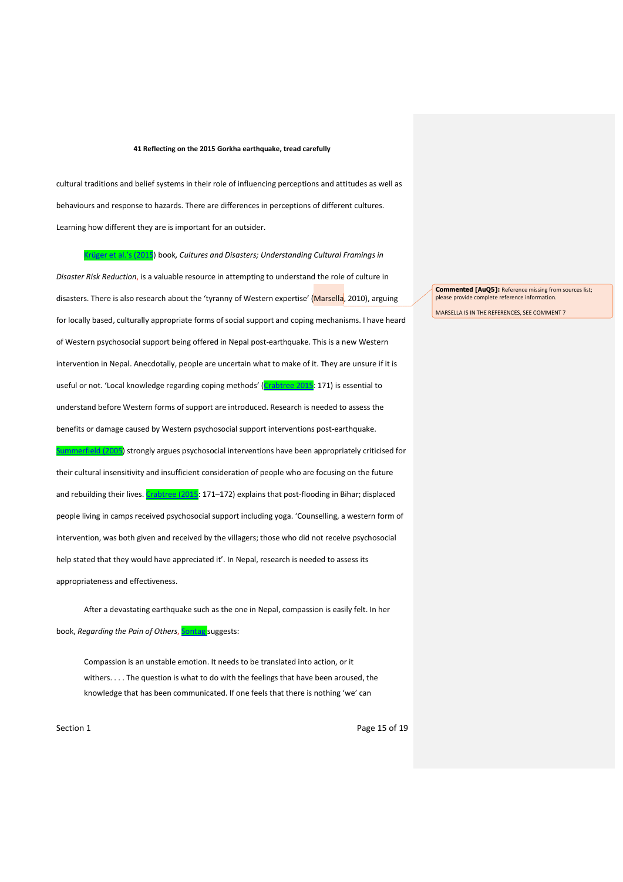cultural traditions and belief systems in their role of influencing perceptions and attitudes as well as behaviours and response to hazards. There are differences in perceptions of different cultures. Learning how different they are is important for an outsider.

Krüger et al.'s (2015) book, *Cultures and Disasters; Understanding Cultural Framings in Disaster Risk Reduction*, is a valuable resource in attempting to understand the role of culture in disasters. There is also research about the 'tyranny of Western expertise' (Marsella, 2010), arguing for locally based, culturally appropriate forms of social support and coping mechanisms. I have heard of Western psychosocial support being offered in Nepal post-earthquake. This is a new Western intervention in Nepal. Anecdotally, people are uncertain what to make of it. They are unsure if it is useful or not. 'Local knowledge regarding coping methods' (Crabtree 2015: 171) is essential to understand before Western forms of support are introduced. Research is needed to assess the benefits or damage caused by Western psychosocial support interventions post-earthquake. Summerfield (2005) strongly argues psychosocial interventions have been appropriately criticised for their cultural insensitivity and insufficient consideration of people who are focusing on the future and rebuilding their lives. Crabtree (2015: 171–172) explains that post-flooding in Bihar; displaced people living in camps received psychosocial support including yoga. 'Counselling, a western form of intervention, was both given and received by the villagers; those who did not receive psychosocial help stated that they would have appreciated it'. In Nepal, research is needed to assess its appropriateness and effectiveness.

After a devastating earthquake such as the one in Nepal, compassion is easily felt. In her book, *Regarding the Pain of Others*, Sontag suggests:

> Compassion is an unstable emotion. It needs to be translated into action, or it withers. . . . The question is what to do with the feelings that have been aroused, the knowledge that has been communicated. If one feels that there is nothing 'we' can

**Commented [AuQ5]:** Reference missing from sources list; please provide complete reference information.

MARSELLA IS IN THE REFERENCES, SEE COMMENT 7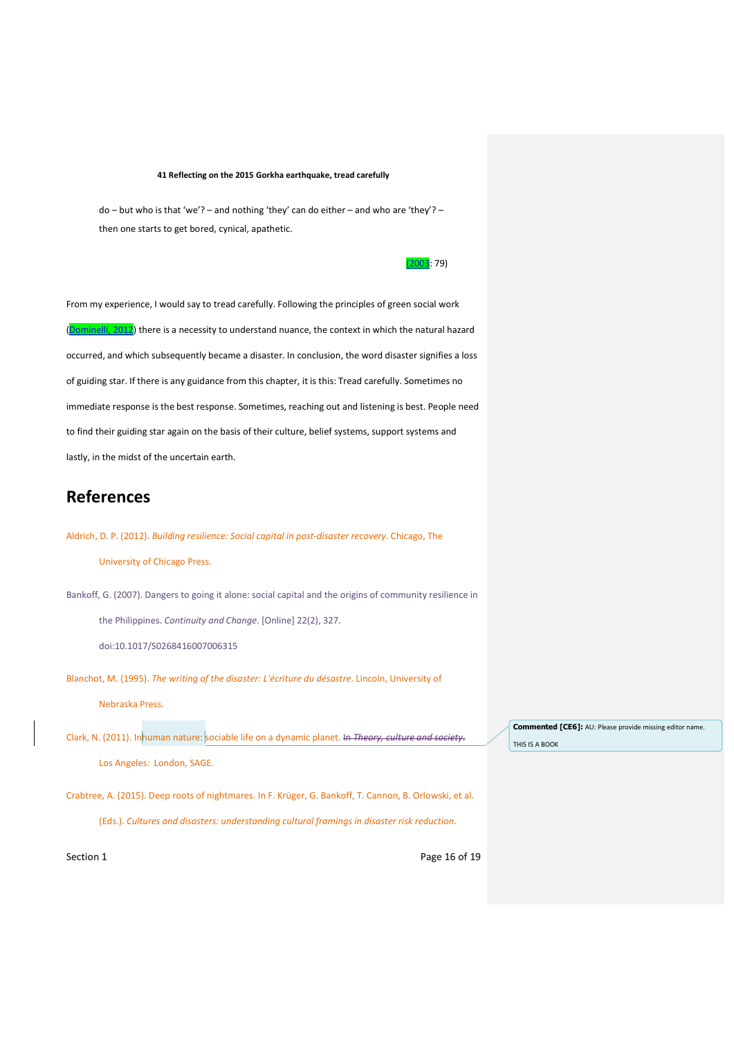do – but who is that 'we'? – and nothing 'they' can do either – and who are 'they'? – then one starts to get bored, cynical, apathetic.

(2003: 79)

From my experience, I would say to tread carefully. Following the principles of green social work (Dominelli, 2012) there is a necessity to understand nuance, the context in which the natural hazard occurred, and which subsequently became a disaster. In conclusion, the word disaster signifies a loss of guiding star. If there is any guidance from this chapter, it is this: Tread carefully. Sometimes no immediate response is the best response. Sometimes, reaching out and listening is best. People need to find their guiding star again on the basis of their culture, belief systems, support systems and lastly, in the midst of the uncertain earth.

## References

Aldrich, D. P. (2012). *Building resilience: Social capital in post-disaster recovery*. Chicago, The University of Chicago Press.

Bankoff, G. (2007). Dangers to going it alone: social capital and the origins of community resilience in the Philippines. *Continuity and Change*. [Online] 22(2), 327. doi:10.1017/S0268416007006315

Blanchot, M. (1995). *The writing of the disaster: L'écriture du désastre*. Lincoln, University of Nebraska Press.

Clark, N. (2011). Inhuman nature: sociable life on a dynamic planet. ~~In *Theory, culture and society.*~~ Los Angeles: London, SAGE.

Commented [CE6]: AU: Please provide missing editor name.

THIS IS A BOOK

Crabtree, A. (2015). Deep roots of nightmares. In F. Krüger, G. Bankoff, T. Cannon, B. Orlowski, et al. (Eds.). *Cultures and disasters: understanding cultural framings in disaster risk reduction.*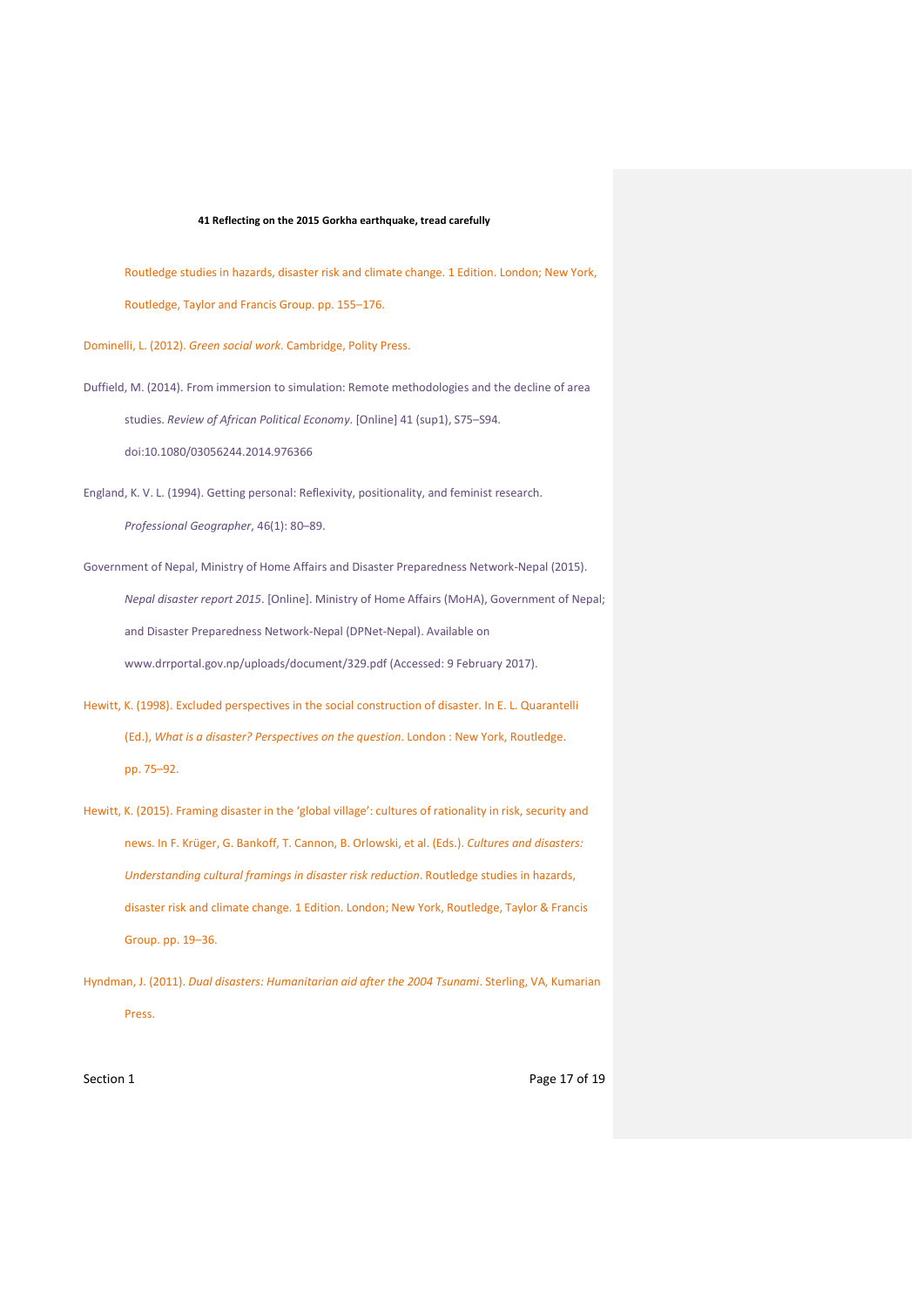Routledge studies in hazards, disaster risk and climate change. 1 Edition. London; New York, Routledge, Taylor and Francis Group. pp. 155–176.

Dominelli, L. (2012). *Green social work*. Cambridge, Polity Press.

Duffield, M. (2014). From immersion to simulation: Remote methodologies and the decline of area studies. *Review of African Political Economy*. [Online] 41 (sup1), S75–S94. doi:10.1080/03056244.2014.976366

England, K. V. L. (1994). Getting personal: Reflexivity, positionality, and feminist research. *Professional Geographer*, 46(1): 80–89.

Government of Nepal, Ministry of Home Affairs and Disaster Preparedness Network-Nepal (2015). *Nepal disaster report 2015*. [Online]. Ministry of Home Affairs (MoHA), Government of Nepal; and Disaster Preparedness Network-Nepal (DPNet-Nepal). Available on www.drrportal.gov.np/uploads/document/329.pdf (Accessed: 9 February 2017).

Hewitt, K. (1998). Excluded perspectives in the social construction of disaster. In E. L. Quarantelli (Ed.), *What is a disaster? Perspectives on the question*. London : New York, Routledge. pp. 75–92.

Hewitt, K. (2015). Framing disaster in the 'global village': cultures of rationality in risk, security and news. In F. Krüger, G. Bankoff, T. Cannon, B. Orlowski, et al. (Eds.). *Cultures and disasters: Understanding cultural framings in disaster risk reduction*. Routledge studies in hazards, disaster risk and climate change. 1 Edition. London; New York, Routledge, Taylor & Francis Group. pp. 19–36.

Hyndman, J. (2011). *Dual disasters: Humanitarian aid after the 2004 Tsunami*. Sterling, VA, Kumarian Press.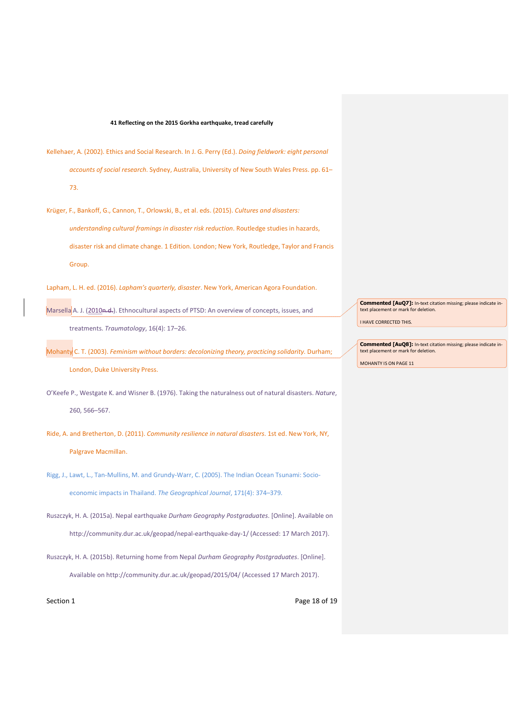Kellehaer, A. (2002). Ethics and Social Research. In J. G. Perry (Ed.). *Doing fieldwork: eight personal accounts of social research*. Sydney, Australia, University of New South Wales Press. pp. 61–73.

Krüger, F., Bankoff, G., Cannon, T., Orlowski, B., et al. eds. (2015). *Cultures and disasters: understanding cultural framings in disaster risk reduction*. Routledge studies in hazards, disaster risk and climate change. 1 Edition. London; New York, Routledge, Taylor and Francis Group.

Lapham, L. H. ed. (2016). *Lapham's quarterly, disaster*. New York, American Agora Foundation.

Marsella A. J. (2010~~n.d.~~). Ethnocultural aspects of PTSD: An overview of concepts, issues, and treatments. *Traumatology*, 16(4): 17–26.

Mohanty C. T. (2003). *Feminism without borders: decolonizing theory, practicing solidarity*. Durham; London, Duke University Press.

O'Keefe P., Westgate K. and Wisner B. (1976). Taking the naturalness out of natural disasters. *Nature*, 260, 566–567.

Ride, A. and Bretherton, D. (2011). *Community resilience in natural disasters*. 1st ed. New York, NY, Palgrave Macmillan.

Rigg, J., Lawt, L., Tan-Mullins, M. and Grundy-Warr, C. (2005). The Indian Ocean Tsunami: Socio-economic impacts in Thailand. *The Geographical Journal*, 171(4): 374–379.

Ruszczyk, H. A. (2015a). Nepal earthquake *Durham Geography Postgraduates*. [Online]. Available on http://community.dur.ac.uk/geopad/nepal-earthquake-day-1/ (Accessed: 17 March 2017).

Ruszczyk, H. A. (2015b). Returning home from Nepal *Durham Geography Postgraduates*. [Online]. Available on http://community.dur.ac.uk/geopad/2015/04/ (Accessed 17 March 2017).

**Commented [AuQ7]:** In-text citation missing; please indicate in-text placement or mark for deletion.

I HAVE CORRECTED THIS.

**Commented [AuQ8]:** In-text citation missing; please indicate in-text placement or mark for deletion.

MOHANTY IS ON PAGE 11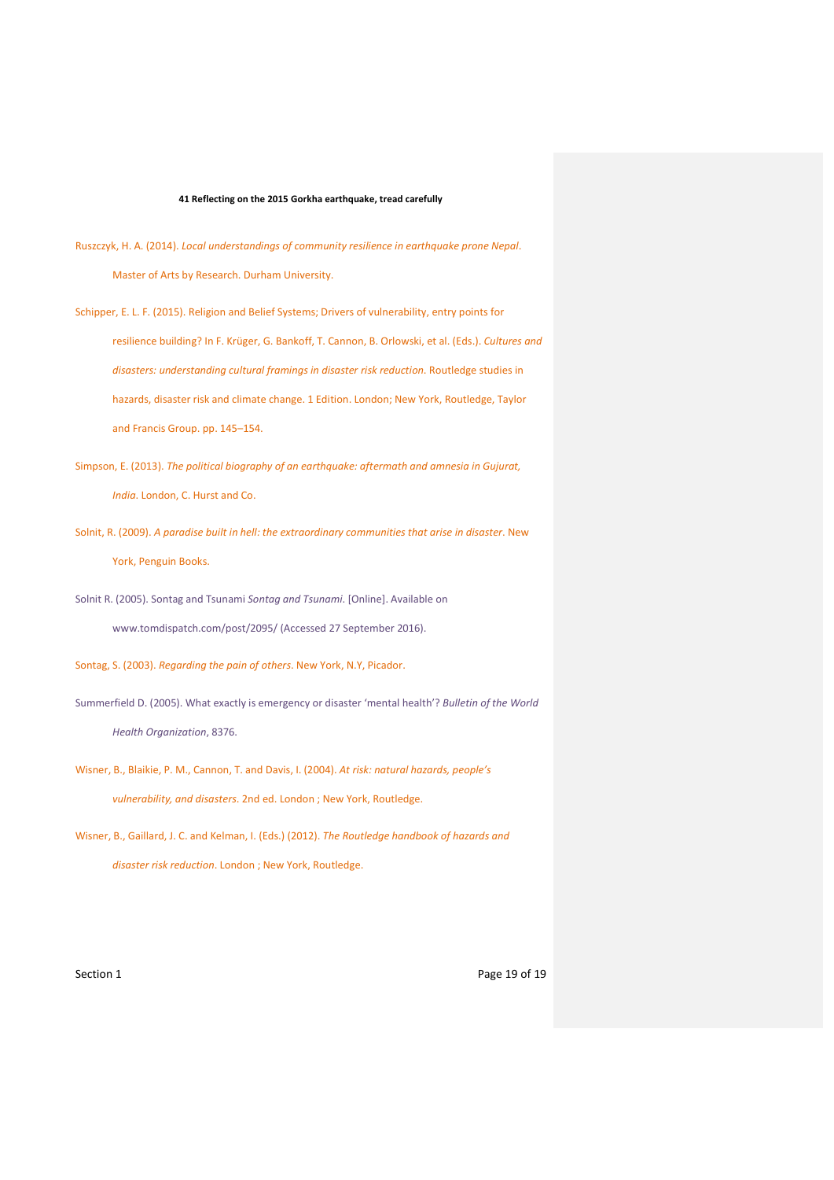Ruszczyk, H. A. (2014). *Local understandings of community resilience in earthquake prone Nepal*. Master of Arts by Research. Durham University.

Schipper, E. L. F. (2015). Religion and Belief Systems; Drivers of vulnerability, entry points for resilience building? In F. Krüger, G. Bankoff, T. Cannon, B. Orlowski, et al. (Eds.). *Cultures and disasters: understanding cultural framings in disaster risk reduction*. Routledge studies in hazards, disaster risk and climate change. 1 Edition. London; New York, Routledge, Taylor and Francis Group. pp. 145–154.

Simpson, E. (2013). *The political biography of an earthquake: aftermath and amnesia in Gujurat, India*. London, C. Hurst and Co.

Solnit, R. (2009). *A paradise built in hell: the extraordinary communities that arise in disaster*. New York, Penguin Books.

Solnit R. (2005). Sontag and Tsunami *Sontag and Tsunami*. [Online]. Available on www.tomdispatch.com/post/2095/ (Accessed 27 September 2016).

Sontag, S. (2003). *Regarding the pain of others*. New York, N.Y, Picador.

Summerfield D. (2005). What exactly is emergency or disaster 'mental health'? *Bulletin of the World Health Organization*, 8376.

Wisner, B., Blaikie, P. M., Cannon, T. and Davis, I. (2004). *At risk: natural hazards, people's vulnerability, and disasters*. 2nd ed. London ; New York, Routledge.

Wisner, B., Gaillard, J. C. and Kelman, I. (Eds.) (2012). *The Routledge handbook of hazards and disaster risk reduction*. London ; New York, Routledge.